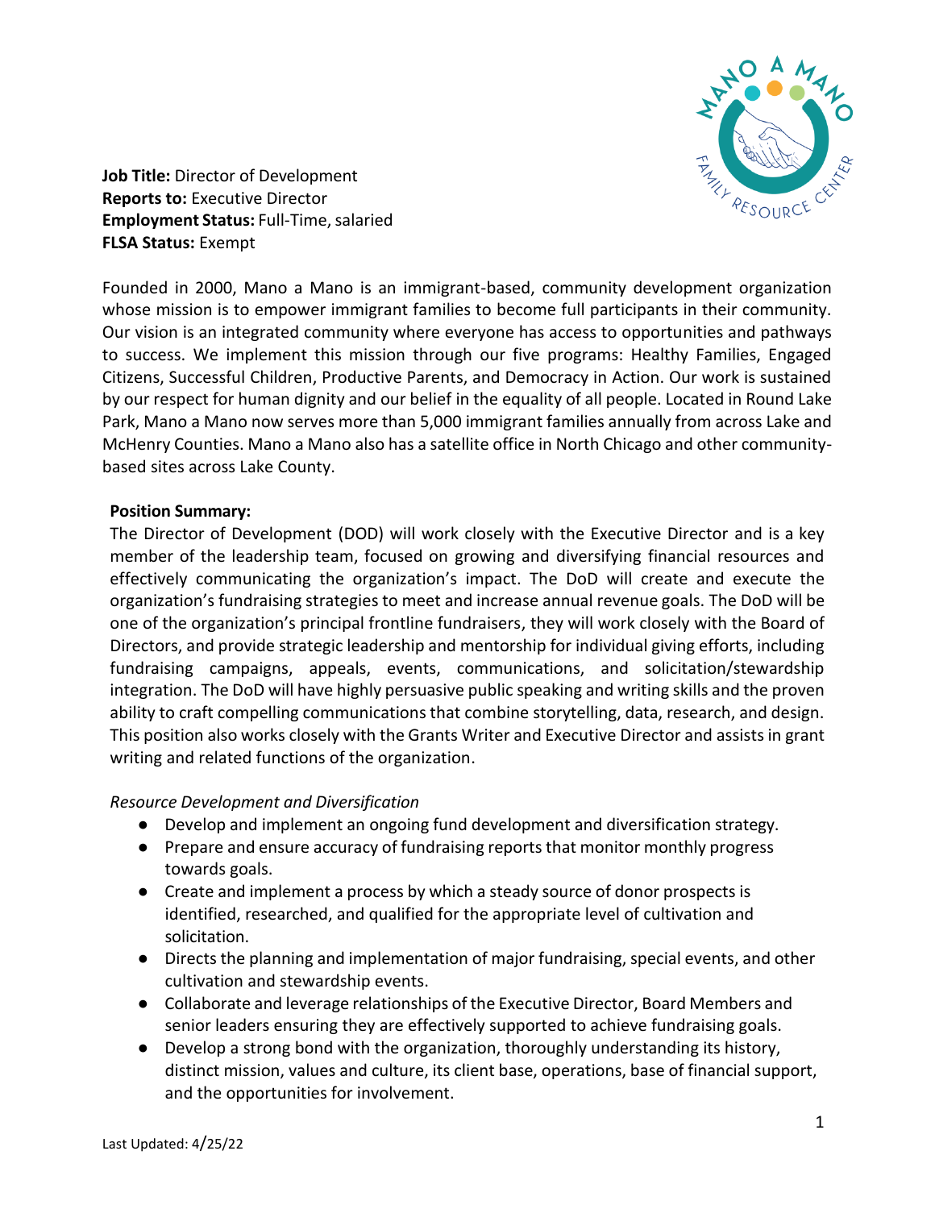**Job Title:** Director of Development
**Reports to:** Executive Director
**Employment Status:** Full-Time, salaried
**FLSA Status:** Exempt

Founded in 2000, Mano a Mano is an immigrant-based, community development organization whose mission is to empower immigrant families to become full participants in their community. Our vision is an integrated community where everyone has access to opportunities and pathways to success. We implement this mission through our five programs: Healthy Families, Engaged Citizens, Successful Children, Productive Parents, and Democracy in Action. Our work is sustained by our respect for human dignity and our belief in the equality of all people. Located in Round Lake Park, Mano a Mano now serves more than 5,000 immigrant families annually from across Lake and McHenry Counties. Mano a Mano also has a satellite office in North Chicago and other community-based sites across Lake County.

**Position Summary:**

The Director of Development (DOD) will work closely with the Executive Director and is a key member of the leadership team, focused on growing and diversifying financial resources and effectively communicating the organization's impact. The DoD will create and execute the organization's fundraising strategies to meet and increase annual revenue goals. The DoD will be one of the organization's principal frontline fundraisers, they will work closely with the Board of Directors, and provide strategic leadership and mentorship for individual giving efforts, including fundraising campaigns, appeals, events, communications, and solicitation/stewardship integration. The DoD will have highly persuasive public speaking and writing skills and the proven ability to craft compelling communications that combine storytelling, data, research, and design. This position also works closely with the Grants Writer and Executive Director and assists in grant writing and related functions of the organization.

*Resource Development and Diversification*

- Develop and implement an ongoing fund development and diversification strategy.
- Prepare and ensure accuracy of fundraising reports that monitor monthly progress towards goals.
- Create and implement a process by which a steady source of donor prospects is identified, researched, and qualified for the appropriate level of cultivation and solicitation.
- Directs the planning and implementation of major fundraising, special events, and other cultivation and stewardship events.
- Collaborate and leverage relationships of the Executive Director, Board Members and senior leaders ensuring they are effectively supported to achieve fundraising goals.
- Develop a strong bond with the organization, thoroughly understanding its history, distinct mission, values and culture, its client base, operations, base of financial support, and the opportunities for involvement.

Last Updated: 4/25/22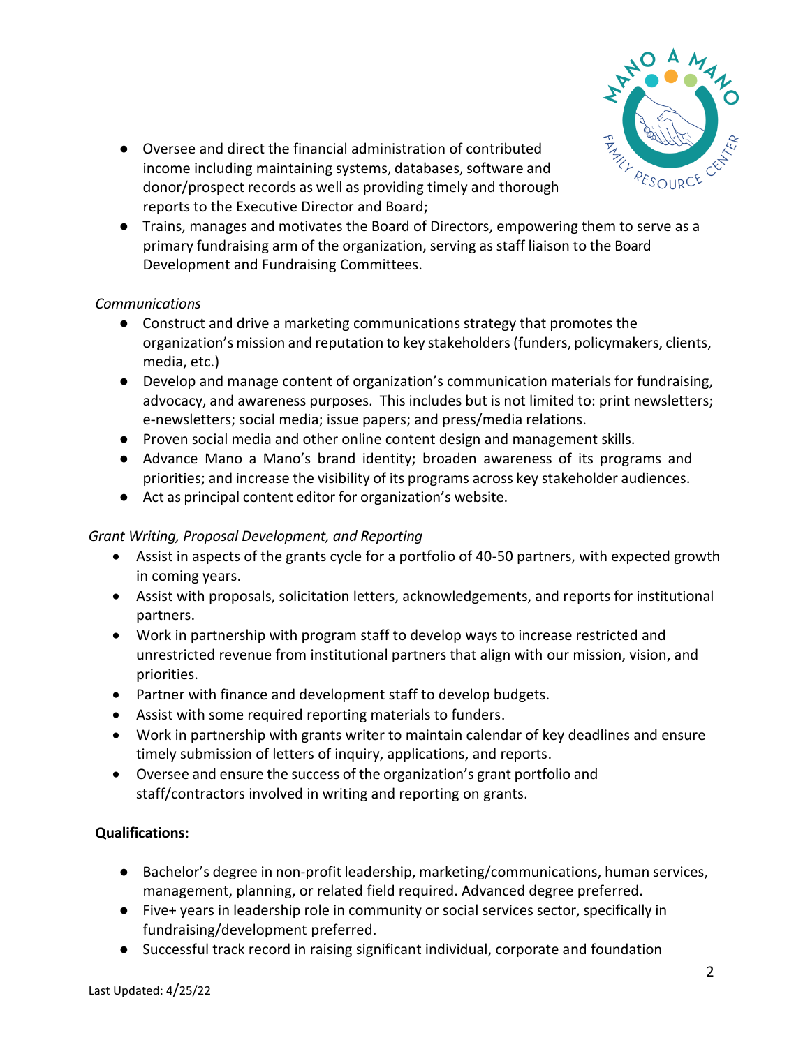- Oversee and direct the financial administration of contributed income including maintaining systems, databases, software and donor/prospect records as well as providing timely and thorough reports to the Executive Director and Board;
- Trains, manages and motivates the Board of Directors, empowering them to serve as a primary fundraising arm of the organization, serving as staff liaison to the Board Development and Fundraising Committees.

*Communications*

- Construct and drive a marketing communications strategy that promotes the organization's mission and reputation to key stakeholders (funders, policymakers, clients, media, etc.)
- Develop and manage content of organization's communication materials for fundraising, advocacy, and awareness purposes. This includes but is not limited to: print newsletters; e-newsletters; social media; issue papers; and press/media relations.
- Proven social media and other online content design and management skills.
- Advance Mano a Mano's brand identity; broaden awareness of its programs and priorities; and increase the visibility of its programs across key stakeholder audiences.
- Act as principal content editor for organization's website.

*Grant Writing, Proposal Development, and Reporting*

- Assist in aspects of the grants cycle for a portfolio of 40-50 partners, with expected growth in coming years.
- Assist with proposals, solicitation letters, acknowledgements, and reports for institutional partners.
- Work in partnership with program staff to develop ways to increase restricted and unrestricted revenue from institutional partners that align with our mission, vision, and priorities.
- Partner with finance and development staff to develop budgets.
- Assist with some required reporting materials to funders.
- Work in partnership with grants writer to maintain calendar of key deadlines and ensure timely submission of letters of inquiry, applications, and reports.
- Oversee and ensure the success of the organization's grant portfolio and staff/contractors involved in writing and reporting on grants.

**Qualifications:**

- Bachelor's degree in non-profit leadership, marketing/communications, human services, management, planning, or related field required. Advanced degree preferred.
- Five+ years in leadership role in community or social services sector, specifically in fundraising/development preferred.
- Successful track record in raising significant individual, corporate and foundation

Last Updated: 4/25/22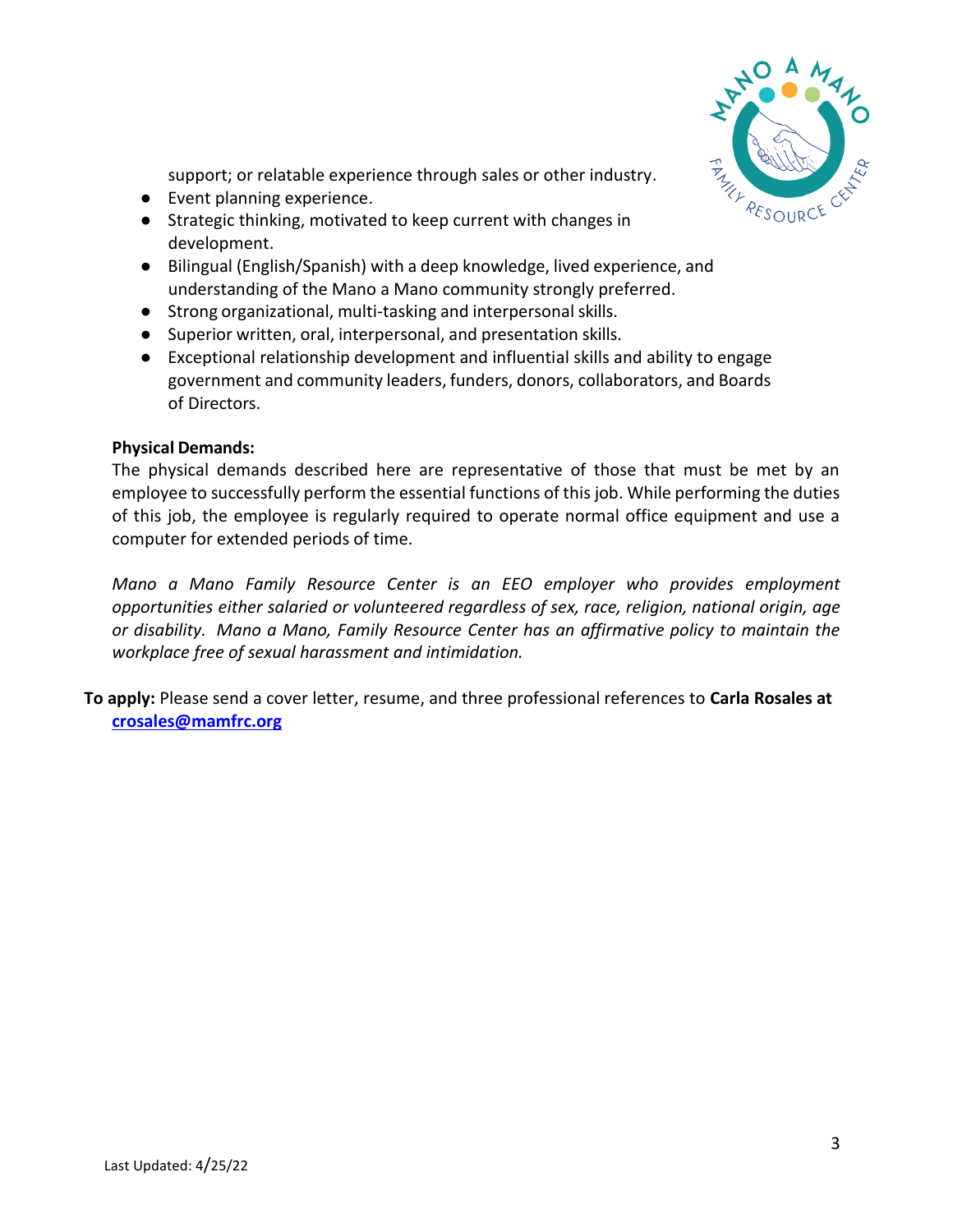support; or relatable experience through sales or other industry.

- Event planning experience.
- Strategic thinking, motivated to keep current with changes in development.
- Bilingual (English/Spanish) with a deep knowledge, lived experience, and understanding of the Mano a Mano community strongly preferred.
- Strong organizational, multi-tasking and interpersonal skills.
- Superior written, oral, interpersonal, and presentation skills.
- Exceptional relationship development and influential skills and ability to engage government and community leaders, funders, donors, collaborators, and Boards of Directors.

**Physical Demands:**

The physical demands described here are representative of those that must be met by an employee to successfully perform the essential functions of this job. While performing the duties of this job, the employee is regularly required to operate normal office equipment and use a computer for extended periods of time.

*Mano a Mano Family Resource Center is an EEO employer who provides employment opportunities either salaried or volunteered regardless of sex, race, religion, national origin, age or disability. Mano a Mano, Family Resource Center has an affirmative policy to maintain the workplace free of sexual harassment and intimidation.*

**To apply:** Please send a cover letter, resume, and three professional references to **Carla Rosales at** **crosales@mamfrc.org**

Last Updated: 4/25/22